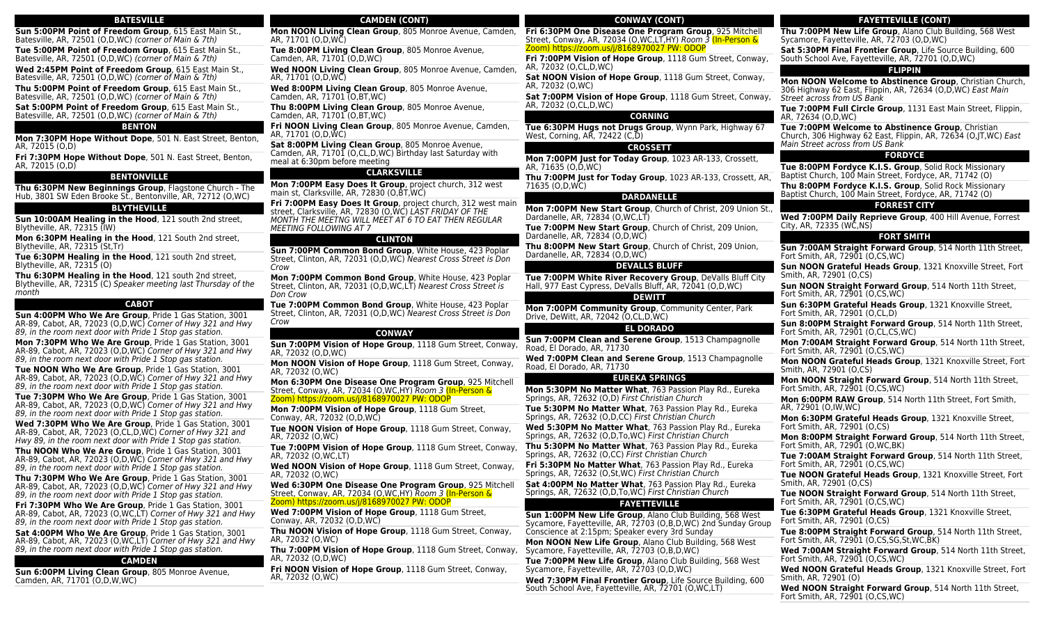## BATESVILLE

**Sun 5:00PM Point of Freedom Group**, 615 East Main St., Batesville, AR, 72501 (O,D,WC) *(corner of Main & 7th)*

**Tue 5:00PM Point of Freedom Group**, 615 East Main St., Batesville, AR, 72501 (O,D,WC) *(corner of Main & 7th)*

**Wed 2:45PM Point of Freedom Group**, 615 East Main St., Batesville, AR, 72501 (O,D,WC) *(corner of Main & 7th)*

**Thu 5:00PM Point of Freedom Group**, 615 East Main St., Batesville, AR, 72501 (O,D,WC) *(corner of Main & 7th)*

**Sat 5:00PM Point of Freedom Group**, 615 East Main St., Batesville, AR, 72501 (O,D,WC) *(corner of Main & 7th)*

## BENTON

**Mon 7:30PM Hope Without Dope**, 501 N. East Street, Benton, AR, 72015 (O,D)

**Fri 7:30PM Hope Without Dope**, 501 N. East Street, Benton, AR, 72015 (O,D)

## BENTONVILLE

**Thu 6:30PM New Beginnings Group**, Flagstone Church - The Hub, 3801 SW Eden Brooke St., Bentonville, AR, 72712 (O,WC)

## BLYTHEVILLE

**Sun 10:00AM Healing in the Hood**, 121 south 2nd street, Blytheville, AR, 72315 (IW)

**Mon 6:30PM Healing in the Hood**, 121 South 2nd street, Blytheville, AR, 72315 (St,Tr)

**Tue 6:30PM Healing in the Hood**, 121 south 2nd street, Blytheville, AR, 72315 (O)

**Thu 6:30PM Healing in the Hood**, 121 south 2nd street, Blytheville, AR, 72315 (C) *Speaker meeting last Thursday of the month*

## CABOT

**Sun 4:00PM Who We Are Group**, Pride 1 Gas Station, 3001 AR-89, Cabot, AR, 72023 (O,D,WC) *Corner of Hwy 321 and Hwy 89, in the room next door with Pride 1 Stop gas station.*

**Mon 7:30PM Who We Are Group**, Pride 1 Gas Station, 3001 AR-89, Cabot, AR, 72023 (O,D,WC) *Corner of Hwy 321 and Hwy 89, in the room next door with Pride 1 Stop gas station.*

**Tue NOON Who We Are Group**, Pride 1 Gas Station, 3001 AR-89, Cabot, AR, 72023 (O,D,WC) *Corner of Hwy 321 and Hwy 89, in the room next door with Pride 1 Stop gas station.*

**Tue 7:30PM Who We Are Group**, Pride 1 Gas Station, 3001 AR-89, Cabot, AR, 72023 (O,D,WC) *Corner of Hwy 321 and Hwy 89, in the room next door with Pride 1 Stop gas station.*

**Wed 7:30PM Who We Are Group**, Pride 1 Gas Station, 3001 AR-89, Cabot, AR, 72023 (O,CL,D,WC) *Corner of Hwy 321 and Hwy 89, in the room next door with Pride 1 Stop gas station.*

**Thu NOON Who We Are Group**, Pride 1 Gas Station, 3001 AR-89, Cabot, AR, 72023 (O,D,WC) *Corner of Hwy 321 and Hwy 89, in the room next door with Pride 1 Stop gas station.*

**Thu 7:30PM Who We Are Group**, Pride 1 Gas Station, 3001 AR-89, Cabot, AR, 72023 (O,D,WC) *Corner of Hwy 321 and Hwy 89, in the room next door with Pride 1 Stop gas station.*

**Fri 7:30PM Who We Are Group**, Pride 1 Gas Station, 3001 AR-89, Cabot, AR, 72023 (O,WC,LT) *Corner of Hwy 321 and Hwy 89, in the room next door with Pride 1 Stop gas station.*

**Sat 4:00PM Who We Are Group**, Pride 1 Gas Station, 3001 AR-89, Cabot, AR, 72023 (O,WC,LT) *Corner of Hwy 321 and Hwy 89, in the room next door with Pride 1 Stop gas station.*

## CAMDEN

**Sun 6:00PM Living Clean Group**, 805 Monroe Avenue, Camden, AR, 71701 (O,D,W,WC)

## CAMDEN (CONT)

**Mon NOON Living Clean Group**, 805 Monroe Avenue, Camden, AR, 71701 (O,D,WC)

**Tue 8:00PM Living Clean Group**, 805 Monroe Avenue, Camden, AR, 71701 (O,D,WC)

**Wed NOON Living Clean Group**, 805 Monroe Avenue, Camden, AR, 71701 (O,D,WC)

**Wed 8:00PM Living Clean Group**, 805 Monroe Avenue, Camden, AR, 71701 (O,BT,WC)

**Thu 8:00PM Living Clean Group**, 805 Monroe Avenue, Camden, AR, 71701 (O,BT,WC)

**Fri NOON Living Clean Group**, 805 Monroe Avenue, Camden, AR, 71701 (O,D,WC)

**Sat 8:00PM Living Clean Group**, 805 Monroe Avenue, Camden, AR, 71701 (O,CL,D,WC) Birthday last Saturday with meal at 6:30pm before meeting

## CLARKSVILLE

**Mon 7:00PM Easy Does It Group**, project church, 312 west main st, Clarksville, AR, 72830 (O,BT,WC)

**Fri 7:00PM Easy Does It Group**, project church, 312 west main street, Clarksville, AR, 72830 (O,WC) *LAST FRIDAY OF THE MONTH THE MEETNG WILL MEET AT 6 TO EAT THEN REGULAR MEETING FOLLOWING AT 7*

## CLINTON

**Sun 7:00PM Common Bond Group**, White House, 423 Poplar Street, Clinton, AR, 72031 (O,D,WC) *Nearest Cross Street is Don Crow*

**Mon 7:00PM Common Bond Group**, White House, 423 Poplar Street, Clinton, AR, 72031 (O,D,WC,LT) *Nearest Cross Street is Don Crow*

**Tue 7:00PM Common Bond Group**, White House, 423 Poplar Street, Clinton, AR, 72031 (O,D,WC) *Nearest Cross Street is Don Crow*

## CONWAY

**Sun 7:00PM Vision of Hope Group**, 1118 Gum Street, Conway, AR, 72032 (O,D,WC)

**Mon NOON Vision of Hope Group**, 1118 Gum Street, Conway, AR, 72032 (O,WC)

**Mon 6:30PM One Disease One Program Group**, 925 Mitchell Street, Conway, AR, 72034 (O,WC,HY) *Room 3* (In-Person & Zoom) https://zoom.us/j/8168970027 PW: ODOP

**Mon 7:00PM Vision of Hope Group**, 1118 Gum Street, Conway, AR, 72032 (O,D,WC)

**Tue NOON Vision of Hope Group**, 1118 Gum Street, Conway, AR, 72032 (O,WC)

**Tue 7:00PM Vision of Hope Group**, 1118 Gum Street, Conway, AR, 72032 (O,WC,LT)

**Wed NOON Vision of Hope Group**, 1118 Gum Street, Conway, AR, 72032 (O,WC)

**Wed 6:30PM One Disease One Program Group**, 925 Mitchell Street, Conway, AR, 72034 (O,WC,HY) *Room 3* (In-Person & Zoom) https://zoom.us/j/8168970027 PW: ODOP

**Wed 7:00PM Vision of Hope Group**, 1118 Gum Street, Conway, AR, 72032 (O,D,WC)

**Thu NOON Vision of Hope Group**, 1118 Gum Street, Conway, AR, 72032 (O,WC)

**Thu 7:00PM Vision of Hope Group**, 1118 Gum Street, Conway, AR, 72032 (O,D,WC)

**Fri NOON Vision of Hope Group**, 1118 Gum Street, Conway, AR, 72032 (O,WC)

## CONWAY (CONT)

**Fri 6:30PM One Disease One Program Group**, 925 Mitchell Street, Conway, AR, 72034 (O,WC,LT,HY) *Room 3* (In-Person & Zoom) https://zoom.us/j/8168970027 PW: ODOP

**Fri 7:00PM Vision of Hope Group**, 1118 Gum Street, Conway, AR, 72032 (O,CL,D,WC)

**Sat NOON Vision of Hope Group**, 1118 Gum Street, Conway, AR, 72032 (O,WC)

**Sat 7:00PM Vision of Hope Group**, 1118 Gum Street, Conway, AR, 72032 (O,CL,D,WC)

## CORNING

**Tue 6:30PM Hugs not Drugs Group**, Wynn Park, Highway 67 West, Corning, AR, 72422 (C,D)

## CROSSETT

**Mon 7:00PM Just for Today Group**, 1023 AR-133, Crossett, AR, 71635 (O,D,WC)

**Thu 7:00PM Just for Today Group**, 1023 AR-133, Crossett, AR, 71635 (O,D,WC)

## DARDANELLE

**Mon 7:00PM New Start Group**, Church of Christ, 209 Union St., Dardanelle, AR, 72834 (O,WC,LT)

**Tue 7:00PM New Start Group**, Church of Christ, 209 Union, Dardanelle, AR, 72834 (O,D,WC)

**Thu 8:00PM New Start Group**, Church of Christ, 209 Union, Dardanelle, AR, 72834 (O,D,WC)

## DEVALLS BLUFF

**Tue 7:00PM White River Recovery Group**, DeValls Bluff City Hall, 977 East Cypress, DeValls Bluff, AR, 72041 (O,D,WC)

## DEWITT

**Mon 7:00PM Community Group**, Community Center, Park Drive, DeWitt, AR, 72042 (O,CL,D,WC)

## EL DORADO

**Sun 7:00PM Clean and Serene Group**, 1513 Champagnolle Road, El Dorado, AR, 71730

**Wed 7:00PM Clean and Serene Group**, 1513 Champagnolle Road, El Dorado, AR, 71730

## EUREKA SPRINGS

**Mon 5:30PM No Matter What**, 763 Passion Play Rd., Eureka Springs, AR, 72632 (O,D) *First Christian Church*

**Tue 5:30PM No Matter What**, 763 Passion Play Rd., Eureka Springs, AR, 72632 (O,D,CC) *First Christian Church*

**Wed 5:30PM No Matter What**, 763 Passion Play Rd., Eureka Springs, AR, 72632 (O,D,To,WC) *First Christian Church*

**Thu 5:30PM No Matter What**, 763 Passion Play Rd., Eureka Springs, AR, 72632 (O,CC) *First Christian Church*

**Fri 5:30PM No Matter What**, 763 Passion Play Rd., Eureka Springs, AR, 72632 (O,St,WC) *First Christian Church*

**Sat 4:00PM No Matter What**, 763 Passion Play Rd., Eureka Springs, AR, 72632 (O,D,To,WC) *First Christian Church*

## FAYETTEVILLE

**Sun 1:00PM New Life Group**, Alano Club Building, 568 West Sycamore, Fayetteville, AR, 72703 (O,B,D,WC) 2nd Sunday Group Conscience at 2:15pm; Speaker every 3rd Sunday

**Mon NOON New Life Group**, Alano Club Building, 568 West Sycamore, Fayetteville, AR, 72703 (O,B,D,WC)

**Tue 7:00PM New Life Group**, Alano Club Building, 568 West Sycamore, Fayetteville, AR, 72703 (O,D,WC)

**Wed 7:30PM Final Frontier Group**, Life Source Building, 600 South School Ave, Fayetteville, AR, 72701 (O,WC,LT)

## FAYETTEVILLE (CONT)

**Thu 7:00PM New Life Group**, Alano Club Building, 568 West Sycamore, Fayetteville, AR, 72703 (O,D,WC)

**Sat 5:30PM Final Frontier Group**, Life Source Building, 600 South School Ave, Fayetteville, AR, 72701 (O,D,WC)

## FLIPPIN

**Mon NOON Welcome to Abstinence Group**, Christian Church, 306 Highway 62 East, Flippin, AR, 72634 (O,D,WC) *East Main Street across from US Bank*

**Tue 7:00PM Full Circle Group**, 1131 East Main Street, Flippin, AR, 72634 (O,D,WC)

**Tue 7:00PM Welcome to Abstinence Group**, Christian Church, 306 Highway 62 East, Flippin, AR, 72634 (O,JT,WC) *East Main Street across from US Bank*

## FORDYCE

**Tue 8:00PM Fordyce K.I.S. Group**, Solid Rock Missionary Baptist Church, 100 Main Street, Fordyce, AR, 71742 (O)

**Thu 8:00PM Fordyce K.I.S. Group**, Solid Rock Missionary Baptist Church, 100 Main Street, Fordyce, AR, 71742 (O)

## FORREST CITY

**Wed 7:00PM Daily Reprieve Group**, 400 Hill Avenue, Forrest City, AR, 72335 (WC,NS)

## FORT SMITH

**Sun 7:00AM Straight Forward Group**, 514 North 11th Street, Fort Smith, AR, 72901 (O,CS,WC)

**Sun NOON Grateful Heads Group**, 1321 Knoxville Street, Fort Smith, AR, 72901 (O,CS)

**Sun NOON Straight Forward Group**, 514 North 11th Street, Fort Smith, AR, 72901 (O,CS,WC)

**Sun 6:30PM Grateful Heads Group**, 1321 Knoxville Street, Fort Smith, AR, 72901 (O,CL,D)

**Sun 8:00PM Straight Forward Group**, 514 North 11th Street, Fort Smith, AR, 72901 (O,CL,CS,WC)

**Mon 7:00AM Straight Forward Group**, 514 North 11th Street, Fort Smith, AR, 72901 (O,CS,WC)

**Mon NOON Grateful Heads Group**, 1321 Knoxville Street, Fort Smith, AR, 72901 (O,CS)

**Mon NOON Straight Forward Group**, 514 North 11th Street, Fort Smith, AR, 72901 (O,CS,WC)

**Mon 6:00PM RAW Group**, 514 North 11th Street, Fort Smith, AR, 72901 (O,IW,WC)

**Mon 6:30PM Grateful Heads Group**, 1321 Knoxville Street, Fort Smith, AR, 72901 (O,CS)

**Mon 8:00PM Straight Forward Group**, 514 North 11th Street, Fort Smith, AR, 72901 (O,WC,BK)

**Tue 7:00AM Straight Forward Group**, 514 North 11th Street, Fort Smith, AR, 72901 (O,CS,WC)

**Tue NOON Grateful Heads Group**, 1321 Knoxville Street, Fort Smith, AR, 72901 (O,CS)

**Tue NOON Straight Forward Group**, 514 North 11th Street, Fort Smith, AR, 72901 (O,CS,WC)

**Tue 6:30PM Grateful Heads Group**, 1321 Knoxville Street, Fort Smith, AR, 72901 (O,CS)

**Tue 8:00PM Straight Forward Group**, 514 North 11th Street, Fort Smith, AR, 72901 (O,CS,SG,St,WC,BK)

**Wed 7:00AM Straight Forward Group**, 514 North 11th Street, Fort Smith, AR, 72901 (O,CS,WC)

**Wed NOON Grateful Heads Group**, 1321 Knoxville Street, Fort Smith, AR, 72901 (O)

**Wed NOON Straight Forward Group**, 514 North 11th Street, Fort Smith, AR, 72901 (O,CS,WC)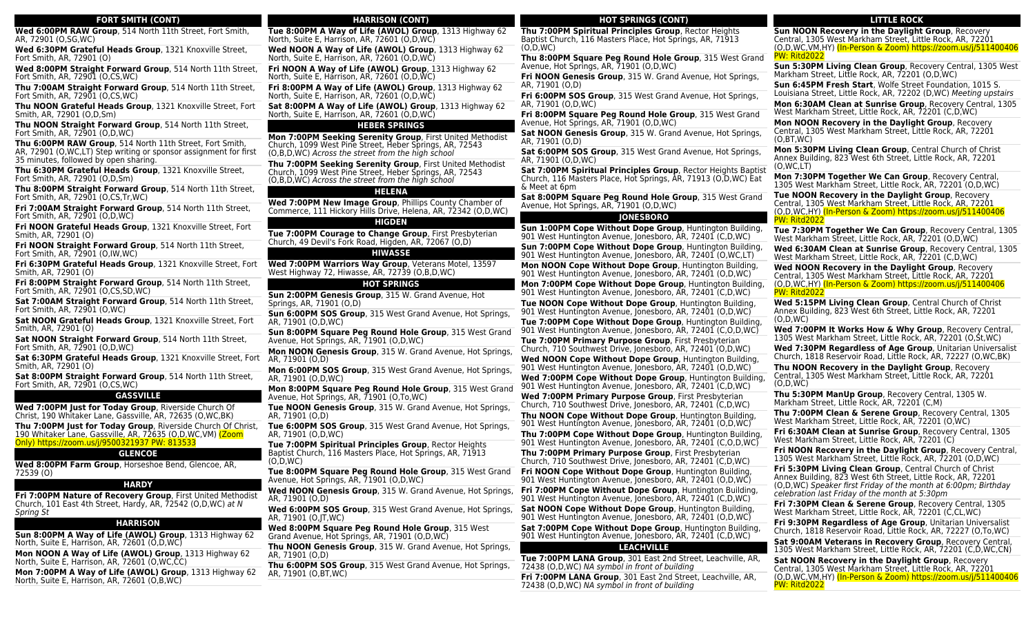## FORT SMITH (CONT)

**Wed 6:00PM RAW Group**, 514 North 11th Street, Fort Smith, AR, 72901 (O,SG,WC)

**Wed 6:30PM Grateful Heads Group**, 1321 Knoxville Street, Fort Smith, AR, 72901 (O)

**Wed 8:00PM Straight Forward Group**, 514 North 11th Street, Fort Smith, AR, 72901 (O,CS,WC)

**Thu 7:00AM Straight Forward Group**, 514 North 11th Street, Fort Smith, AR, 72901 (O,CS,WC)

**Thu NOON Grateful Heads Group**, 1321 Knoxville Street, Fort Smith, AR, 72901 (O,D,Sm)

**Thu NOON Straight Forward Group**, 514 North 11th Street, Fort Smith, AR, 72901 (O,D,WC)

**Thu 6:00PM RAW Group**, 514 North 11th Street, Fort Smith, AR, 72901 (O,WC,LT) Step writing or sponsor assignment for first 35 minutes, followed by open sharing.

**Thu 6:30PM Grateful Heads Group**, 1321 Knoxville Street, Fort Smith, AR, 72901 (O,D,Sm)

**Thu 8:00PM Straight Forward Group**, 514 North 11th Street, Fort Smith, AR, 72901 (O,CS,Tr,WC)

**Fri 7:00AM Straight Forward Group**, 514 North 11th Street, Fort Smith, AR, 72901 (O,D,WC)

**Fri NOON Grateful Heads Group**, 1321 Knoxville Street, Fort Smith, AR, 72901 (O)

**Fri NOON Straight Forward Group**, 514 North 11th Street, Fort Smith, AR, 72901 (O,IW,WC)

**Fri 6:30PM Grateful Heads Group**, 1321 Knoxville Street, Fort Smith, AR, 72901 (O)

**Fri 8:00PM Straight Forward Group**, 514 North 11th Street, Fort Smith, AR, 72901 (O,CS,SD,WC)

**Sat 7:00AM Straight Forward Group**, 514 North 11th Street, Fort Smith, AR, 72901 (O,WC)

**Sat NOON Grateful Heads Group**, 1321 Knoxville Street, Fort Smith, AR, 72901 (O)

**Sat NOON Straight Forward Group**, 514 North 11th Street, Fort Smith, AR, 72901 (O,D,WC)

**Sat 6:30PM Grateful Heads Group**, 1321 Knoxville Street, Fort Smith, AR, 72901 (O)

**Sat 8:00PM Straight Forward Group**, 514 North 11th Street, Fort Smith, AR, 72901 (O,CS,WC)

## GASSVILLE

**Wed 7:00PM Just for Today Group**, Riverside Church Of Christ, 190 Whitaker Lane, Gassville, AR, 72635 (O,WC,BK)

**Thu 7:00PM Just for Today Group**, Riverside Church Of Christ, 190 Whitaker Lane, Gassville, AR, 72635 (O,D,WC,VM) (Zoom Only) https://zoom.us/j/9500321937 PW: 813533

## GLENCOE

**Wed 8:00PM Farm Group**, Horseshoe Bend, Glencoe, AR, 72539 (O)

## HARDY

**Fri 7:00PM Nature of Recovery Group**, First United Methodist Church, 101 East 4th Street, Hardy, AR, 72542 (O,D,WC) *at N Spring St*

## HARRISON

**Sun 8:00PM A Way of Life (AWOL) Group**, 1313 Highway 62 North, Suite E, Harrison, AR, 72601 (O,D,WC)

**Mon NOON A Way of Life (AWOL) Group**, 1313 Highway 62 North, Suite E, Harrison, AR, 72601 (O,WC,CC)

**Mon 7:00PM A Way of Life (AWOL) Group**, 1313 Highway 62 North, Suite E, Harrison, AR, 72601 (O,B,WC)

## HARRISON (CONT)

**Tue 8:00PM A Way of Life (AWOL) Group**, 1313 Highway 62 North, Suite E, Harrison, AR, 72601 (O,D,WC)

**Wed NOON A Way of Life (AWOL) Group**, 1313 Highway 62 North, Suite E, Harrison, AR, 72601 (O,D,WC)

**Fri NOON A Way of Life (AWOL) Group**, 1313 Highway 62 North, Suite E, Harrison, AR, 72601 (O,D,WC)

**Fri 8:00PM A Way of Life (AWOL) Group**, 1313 Highway 62 North, Suite E, Harrison, AR, 72601 (O,D,WC)

**Sat 8:00PM A Way of Life (AWOL) Group**, 1313 Highway 62 North, Suite E, Harrison, AR, 72601 (O,D,WC)

## HEBER SPRINGS

**Mon 7:00PM Seeking Serenity Group**, First United Methodist Church, 1099 West Pine Street, Heber Springs, AR, 72543 (O,B,D,WC) *Across the street from the high school*

**Thu 7:00PM Seeking Serenity Group**, First United Methodist Church, 1099 West Pine Street, Heber Springs, AR, 72543 (O,B,D,WC) *Across the street from the high school*

## HELENA

**Wed 7:00PM New Image Group**, Phillips County Chamber of Commerce, 111 Hickory Hills Drive, Helena, AR, 72342 (O,D,WC)

## HIGDEN

**Tue 7:00PM Courage to Change Group**, First Presbyterian Church, 49 Devil's Fork Road, Higden, AR, 72067 (O,D)

## HIWASSE

**Wed 7:00PM Warriors Way Group**, Veterans Motel, 13597 West Highway 72, Hiwasse, AR, 72739 (O,B,D,WC)

## HOT SPRINGS

**Sun 2:00PM Genesis Group**, 315 W. Grand Avenue, Hot Springs, AR, 71901 (O,D)

**Sun 6:00PM SOS Group**, 315 West Grand Avenue, Hot Springs, AR, 71901 (O,D,WC)

**Sun 8:00PM Square Peg Round Hole Group**, 315 West Grand Avenue, Hot Springs, AR, 71901 (O,D,WC)

**Mon NOON Genesis Group**, 315 W. Grand Avenue, Hot Springs, AR, 71901 (O,D)

**Mon 6:00PM SOS Group**, 315 West Grand Avenue, Hot Springs, AR, 71901 (O,D,WC)

**Mon 8:00PM Square Peg Round Hole Group**, 315 West Grand Avenue, Hot Springs, AR, 71901 (O,To,WC)

**Tue NOON Genesis Group**, 315 W. Grand Avenue, Hot Springs, AR, 71901 (O,D)

**Tue 6:00PM SOS Group**, 315 West Grand Avenue, Hot Springs, AR, 71901 (O,D,WC)

**Tue 7:00PM Spiritual Principles Group**, Rector Heights Baptist Church, 116 Masters Place, Hot Springs, AR, 71913 (O,D,WC)

**Tue 8:00PM Square Peg Round Hole Group**, 315 West Grand Avenue, Hot Springs, AR, 71901 (O,D,WC)

**Wed NOON Genesis Group**, 315 W. Grand Avenue, Hot Springs, AR, 71901 (O,D)

**Wed 6:00PM SOS Group**, 315 West Grand Avenue, Hot Springs, AR, 71901 (O,JT,WC)

**Wed 8:00PM Square Peg Round Hole Group**, 315 West Grand Avenue, Hot Springs, AR, 71901 (O,D,WC)

**Thu NOON Genesis Group**, 315 W. Grand Avenue, Hot Springs, AR, 71901 (O,D)

**Thu 6:00PM SOS Group**, 315 West Grand Avenue, Hot Springs, AR, 71901 (O,BT,WC)

## HOT SPRINGS (CONT)

**Thu 7:00PM Spiritual Principles Group**, Rector Heights Baptist Church, 116 Masters Place, Hot Springs, AR, 71913 (O,D,WC)

**Thu 8:00PM Square Peg Round Hole Group**, 315 West Grand Avenue, Hot Springs, AR, 71901 (O,D,WC)

**Fri NOON Genesis Group**, 315 W. Grand Avenue, Hot Springs, AR, 71901 (O,D)

**Fri 6:00PM SOS Group**, 315 West Grand Avenue, Hot Springs, AR, 71901 (O,D,WC)

**Fri 8:00PM Square Peg Round Hole Group**, 315 West Grand Avenue, Hot Springs, AR, 71901 (O,D,WC)

**Sat NOON Genesis Group**, 315 W. Grand Avenue, Hot Springs, AR, 71901 (O,D)

**Sat 6:00PM SOS Group**, 315 West Grand Avenue, Hot Springs, AR, 71901 (O,D,WC)

**Sat 7:00PM Spiritual Principles Group**, Rector Heights Baptist Church, 116 Masters Place, Hot Springs, AR, 71913 (O,D,WC) Eat & Meet at 6pm

**Sat 8:00PM Square Peg Round Hole Group**, 315 West Grand Avenue, Hot Springs, AR, 71901 (O,D,WC)

## JONESBORO

**Sun 1:00PM Cope Without Dope Group**, Huntington Building, 901 West Huntington Avenue, Jonesboro, AR, 72401 (C,D,WC)

**Sun 7:00PM Cope Without Dope Group**, Huntington Building, 901 West Huntington Avenue, Jonesboro, AR, 72401 (O,WC,LT)

**Mon NOON Cope Without Dope Group**, Huntington Building, 901 West Huntington Avenue, Jonesboro, AR, 72401 (O,D,WC)

**Mon 7:00PM Cope Without Dope Group**, Huntington Building, 901 West Huntington Avenue, Jonesboro, AR, 72401 (C,D,WC)

**Tue NOON Cope Without Dope Group**, Huntington Building, 901 West Huntington Avenue, Jonesboro, AR, 72401 (O,D,WC)

**Tue 7:00PM Cope Without Dope Group**, Huntington Building, 901 West Huntington Avenue, Jonesboro, AR, 72401 (C,O,D,WC)

**Tue 7:00PM Primary Purpose Group**, First Presbyterian Church, 710 Southwest Drive, Jonesboro, AR, 72401 (O,D,WC)

**Wed NOON Cope Without Dope Group**, Huntington Building, 901 West Huntington Avenue, Jonesboro, AR, 72401 (O,D,WC)

**Wed 7:00PM Cope Without Dope Group**, Huntington Building, 901 West Huntington Avenue, Jonesboro, AR, 72401 (C,D,WC)

**Wed 7:00PM Primary Purpose Group**, First Presbyterian Church, 710 Southwest Drive, Jonesboro, AR, 72401 (C,D,WC)

**Thu NOON Cope Without Dope Group**, Huntington Building, 901 West Huntington Avenue, Jonesboro, AR, 72401 (O,D,WC)

**Thu 7:00PM Cope Without Dope Group**, Huntington Building, 901 West Huntington Avenue, Jonesboro, AR, 72401 (C,O,D,WC)

**Thu 7:00PM Primary Purpose Group**, First Presbyterian Church, 710 Southwest Drive, Jonesboro, AR, 72401 (C,D,WC)

**Fri NOON Cope Without Dope Group**, Huntington Building, 901 West Huntington Avenue, Jonesboro, AR, 72401 (O,D,WC)

**Fri 7:00PM Cope Without Dope Group**, Huntington Building, 901 West Huntington Avenue, Jonesboro, AR, 72401 (C,D,WC)

**Sat NOON Cope Without Dope Group**, Huntington Building, 901 West Huntington Avenue, Jonesboro, AR, 72401 (O,D,WC)

**Sat 7:00PM Cope Without Dope Group**, Huntington Building, 901 West Huntington Avenue, Jonesboro, AR, 72401 (C,D,WC)

## LEACHVILLE

**Tue 7:00PM LANA Group**, 301 East 2nd Street, Leachville, AR, 72438 (O,D,WC) *NA symbol in front of building*

**Fri 7:00PM LANA Group**, 301 East 2nd Street, Leachville, AR, 72438 (O,D,WC) *NA symbol in front of building*

## LITTLE ROCK

**Sun NOON Recovery in the Daylight Group**, Recovery Central, 1305 West Markham Street, Little Rock, AR, 72201 (O,D,WC,VM,HY) (In-Person & Zoom) https://zoom.us/j/511400406 PW: Ritd2022

**Sun 5:30PM Living Clean Group**, Recovery Central, 1305 West Markham Street, Little Rock, AR, 72201 (O,D,WC)

**Sun 6:45PM Fresh Start**, Wolfe Street Foundation, 1015 S. Louisiana Street, Little Rock, AR, 72202 (D,WC) *Meeting upstairs*

**Mon 6:30AM Clean at Sunrise Group**, Recovery Central, 1305 West Markham Street, Little Rock, AR, 72201 (C,D,WC)

**Mon NOON Recovery in the Daylight Group**, Recovery Central, 1305 West Markham Street, Little Rock, AR, 72201 (O,BT,WC)

**Mon 5:30PM Living Clean Group**, Central Church of Christ Annex Building, 823 West 6th Street, Little Rock, AR, 72201 (O,WC,LT)

**Mon 7:30PM Together We Can Group**, Recovery Central, 1305 West Markham Street, Little Rock, AR, 72201 (O,D,WC)

**Tue NOON Recovery in the Daylight Group**, Recovery Central, 1305 West Markham Street, Little Rock, AR, 72201 (O,D,WC,HY) (In-Person & Zoom) https://zoom.us/j/511400406 PW: Ritd2022

**Tue 7:30PM Together We Can Group**, Recovery Central, 1305 West Markham Street, Little Rock, AR, 72201 (O,D,WC)

**Wed 6:30AM Clean at Sunrise Group**, Recovery Central, 1305 West Markham Street, Little Rock, AR, 72201 (C,D,WC)

**Wed NOON Recovery in the Daylight Group**, Recovery Central, 1305 West Markham Street, Little Rock, AR, 72201 (O,D,WC,HY) (In-Person & Zoom) https://zoom.us/j/511400406 PW: Ritd2022

**Wed 5:15PM Living Clean Group**, Central Church of Christ Annex Building, 823 West 6th Street, Little Rock, AR, 72201 (O,D,WC)

**Wed 7:00PM It Works How & Why Group**, Recovery Central, 1305 West Markham Street, Little Rock, AR, 72201 (O,St,WC)

**Wed 7:30PM Regardless of Age Group**, Unitarian Universalist Church, 1818 Reservoir Road, Little Rock, AR, 72227 (O,WC,BK)

**Thu NOON Recovery in the Daylight Group**, Recovery Central, 1305 West Markham Street, Little Rock, AR, 72201 (O,D,WC)

**Thu 5:30PM ManUp Group**, Recovery Central, 1305 W. Markham Street, Little Rock, AR, 72201 (C,M)

**Thu 7:00PM Clean & Serene Group**, Recovery Central, 1305 West Markham Street, Little Rock, AR, 72201 (O,WC)

**Fri 6:30AM Clean at Sunrise Group**, Recovery Central, 1305 West Markham Street, Little Rock, AR, 72201 (C)

**Fri NOON Recovery in the Daylight Group**, Recovery Central, 1305 West Markham Street, Little Rock, AR, 72201 (O,D,WC)

**Fri 5:30PM Living Clean Group**, Central Church of Christ Annex Building, 823 West 6th Street, Little Rock, AR, 72201 (O,D,WC) *Speaker first Friday of the month at 6:00pm; Birthday celebration last Friday of the month at 5:30pm*

**Fri 7:30PM Clean & Serene Group**, Recovery Central, 1305 West Markham Street, Little Rock, AR, 72201 (C,CL,WC)

**Fri 9:30PM Regardless of Age Group**, Unitarian Universalist Church, 1818 Reservoir Road, Little Rock, AR, 72227 (O,To,WC)

**Sat 9:00AM Veterans in Recovery Group**, Recovery Central, 1305 West Markham Street, Little Rock, AR, 72201 (C,D,WC,CN)

**Sat NOON Recovery in the Daylight Group**, Recovery Central, 1305 West Markham Street, Little Rock, AR, 72201 (O,D,WC,VM,HY) (In-Person & Zoom) https://zoom.us/j/511400406 PW: Ritd2022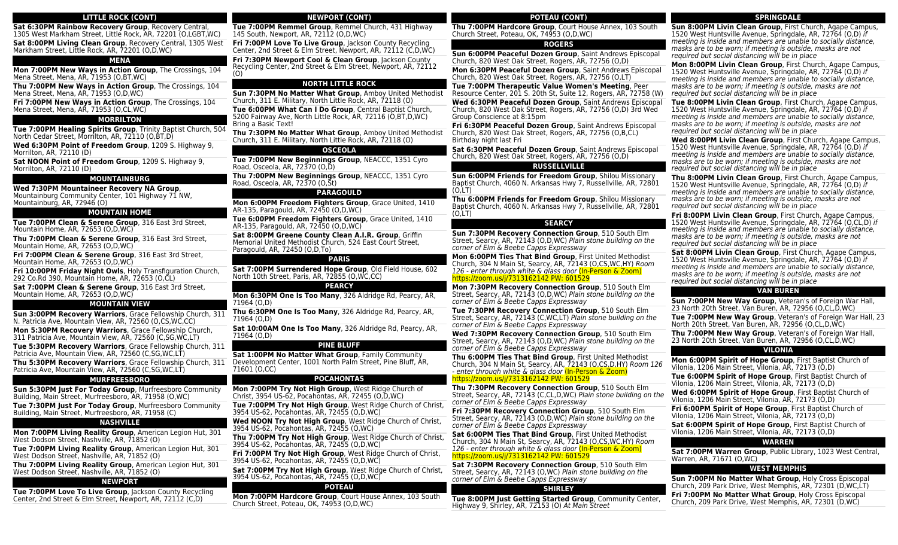## LITTLE ROCK (CONT)

**Sat 6:30PM Rainbow Recovery Group**, Recovery Central, 1305 West Markham Street, Little Rock, AR, 72201 (O,LGBT,WC)

**Sat 8:00PM Living Clean Group**, Recovery Central, 1305 West Markham Street, Little Rock, AR, 72201 (O,D,WC)

## MENA

**Mon 7:00PM New Ways in Action Group**, The Crossings, 104 Mena Street, Mena, AR, 71953 (O,BT,WC)

**Thu 7:00PM New Ways in Action Group**, The Crossings, 104 Mena Street, Mena, AR, 71953 (O,D,WC)

**Fri 7:00PM New Ways in Action Group**, The Crossings, 104 Mena Street, Mena, AR, 71953 (O,CL,WC)

## MORRILTON

**Tue 7:00PM Healing Spirits Group**, Trinity Baptist Church, 504 North Cedar Street, Morrilton, AR, 72110 (O,BT,D)

**Wed 6:30PM Point of Freedom Group**, 1209 S. Highway 9, Morrilton, AR, 72110 (D)

**Sat NOON Point of Freedom Group**, 1209 S. Highway 9, Morrilton, AR, 72110 (D)

## MOUNTAINBURG

**Wed 7:30PM Mountaineer Recovery NA Group**, Mountainburg Community Center, 101 Highway 71 NW, Mountainburg, AR, 72946 (O)

## MOUNTAIN HOME

**Tue 7:00PM Clean & Serene Group**, 316 East 3rd Street, Mountain Home, AR, 72653 (O,D,WC)

**Thu 7:00PM Clean & Serene Group**, 316 East 3rd Street, Mountain Home, AR, 72653 (O,D,WC)

**Fri 7:00PM Clean & Serene Group**, 316 East 3rd Street, Mountain Home, AR, 72653 (O,D,WC)

**Fri 10:00PM Friday Night Owls**, Holy Transfiguration Church, 292 Co.Rd 390, Mountain Home, AR, 72653 (O,CL)

**Sat 7:00PM Clean & Serene Group**, 316 East 3rd Street, Mountain Home, AR, 72653 (O,D,WC)

## MOUNTAIN VIEW

**Sun 3:00PM Recovery Warriors**, Grace Fellowship Church, 311 N. Patricia Ave, Mountain View, AR, 72560 (O,CS,WC,CC)

**Mon 5:30PM Recovery Warriors**, Grace Fellowship Church, 311 Patricia Ave, Mountain View, AR, 72560 (C,SG,WC,LT)

**Tue 5:30PM Recovery Warriors**, Grace Fellowship Church, 311 Patricia Ave, Mountain View, AR, 72560 (C,SG,WC,LT)

**Thu 5:30PM Recovery Warriors**, Grace Fellowship Church, 311 Patricia Ave, Mountain View, AR, 72560 (C,SG,WC,LT)

## MURFREESBORO

**Sun 5:30PM Just For Today Group**, Murfreesboro Community Building, Main Street, Murfreesboro, AR, 71958 (O,WC)

**Tue 7:30PM Just For Today Group**, Murfreesboro Community Building, Main Street, Murfreesboro, AR, 71958 (C)

## NASHVILLE

**Mon 7:00PM Living Reality Group**, American Legion Hut, 301 West Dodson Street, Nashville, AR, 71852 (O)

**Tue 7:00PM Living Reality Group**, American Legion Hut, 301 West Dodson Street, Nashville, AR, 71852 (O)

**Thu 7:00PM Living Reality Group**, American Legion Hut, 301 West Dodson Street, Nashville, AR, 71852 (O)

## NEWPORT

**Tue 7:00PM Love To Live Group**, Jackson County Recycling Center, 2nd Street & Elm Street, Newport, AR, 72112 (C,D)

## NEWPORT (CONT)

**Tue 7:00PM Remmel Group**, Remmel Church, 431 Highway 145 South, Newport, AR, 72112 (O,D,WC)

**Fri 7:00PM Love To Live Group**, Jackson County Recycling Center, 2nd Street & Elm Street, Newport, AR, 72112 (C,D,WC)

**Fri 7:30PM Newport Cool & Clean Group**, Jackson County Recycling Center, 2nd Street & Elm Street, Newport, AR, 72112 (O)

## NORTH LITTLE ROCK

**Sun 7:30PM No Matter What Group**, Amboy United Methodist Church, 311 E. Military, North Little Rock, AR, 72118 (O)

**Tue 6:00PM What Can I Do Group**, Central Baptist Church, 5200 Fairway Ave, North Little Rock, AR, 72116 (O,BT,D,WC) Bring a Basic Text!

**Thu 7:30PM No Matter What Group**, Amboy United Methodist Church, 311 E. Military, North Little Rock, AR, 72118 (O)

## OSCEOLA

**Tue 7:00PM New Beginnings Group**, NEACCC, 1351 Cyro Road, Osceola, AR, 72370 (O,D)

**Thu 7:00PM New Beginnings Group**, NEACCC, 1351 Cyro Road, Osceola, AR, 72370 (O,St)

## PARAGOULD

**Mon 6:00PM Freedom Fighters Group**, Grace United, 1410 AR-135, Paragould, AR, 72450 (O,D,WC)

**Tue 6:00PM Freedom Fighters Group**, Grace United, 1410 AR-135, Paragould, AR, 72450 (O,D,WC)

**Sat 8:00PM Greene County Clean A.I.R. Group**, Griffin Memorial United Methodist Church, 524 East Court Street, Paragould, AR, 72450 (O,D,To)

## PARIS

**Sat 7:00PM Surrendered Hope Group**, Old Field House, 602 North 10th Street, Paris, AR, 72855 (O,WC,CC)

## PEARCY

**Mon 6:30PM One Is Too Many**, 326 Aldridge Rd, Pearcy, AR, 71964 (O,D)

**Thu 6:30PM One Is Too Many**, 326 Aldridge Rd, Pearcy, AR, 71964 (O,D)

**Sat 10:00AM One Is Too Many**, 326 Aldridge Rd, Pearcy, AR, 71964 (O,D)

## PINE BLUFF

**Sat 1:00PM No Matter What Group**, Family Community Development Center, 1001 North Palm Street, Pine Bluff, AR, 71601 (O,CC)

## POCAHONTAS

**Mon 7:00PM Try Not High Group**, West Ridge Church of Christ, 3954 US-62, Pocahontas, AR, 72455 (O,D,WC)

**Tue 7:00PM Try Not High Group**, West Ridge Church of Christ, 3954 US-62, Pocahontas, AR, 72455 (O,D,WC)

**Wed NOON Try Not High Group**, West Ridge Church of Christ, 3954 US-62, Pocahontas, AR, 72455 (O,WC)

**Thu 7:00PM Try Not High Group**, West Ridge Church of Christ, 3954 US-62, Pocahontas, AR, 72455 (O,D,WC)

**Fri 7:00PM Try Not High Group**, West Ridge Church of Christ, 3954 US-62, Pocahontas, AR, 72455 (O,D,WC)

**Sat 7:00PM Try Not High Group**, West Ridge Church of Christ, 3954 US-62, Pocahontas, AR, 72455 (O,D,WC)

## POTEAU

**Mon 7:00PM Hardcore Group**, Court House Annex, 103 South Church Street, Poteau, OK, 74953 (O,D,WC)

## POTEAU (CONT)

**Thu 7:00PM Hardcore Group**, Court House Annex, 103 South Church Street, Poteau, OK, 74953 (O,D,WC)

## ROGERS

**Sun 6:00PM Peaceful Dozen Group**, Saint Andrews Episcopal Church, 820 West Oak Street, Rogers, AR, 72756 (O,D)

**Mon 6:30PM Peaceful Dozen Group**, Saint Andrews Episcopal Church, 820 West Oak Street, Rogers, AR, 72756 (O,LT)

**Tue 7:00PM Therapeutic Value Women's Meeting**, Peer Resource Center, 201 S. 20th St, Suite 12, Rogers, AR, 72758 (W)

**Wed 6:30PM Peaceful Dozen Group**, Saint Andrews Episcopal Church, 820 West Oak Street, Rogers, AR, 72756 (O,D) 3rd Wed Group Conscience at 8:15pm

**Fri 6:30PM Peaceful Dozen Group**, Saint Andrews Episcopal Church, 820 West Oak Street, Rogers, AR, 72756 (O,B,CL) Birthday night last Fri

**Sat 6:30PM Peaceful Dozen Group**, Saint Andrews Episcopal Church, 820 West Oak Street, Rogers, AR, 72756 (O,D)

## RUSSELLVILLE

**Sun 6:00PM Friends for Freedom Group**, Shilou Missionary Baptist Church, 4060 N. Arkansas Hwy 7, Russellville, AR, 72801 (O,LT)

**Thu 6:00PM Friends for Freedom Group**, Shilou Missionary Baptist Church, 4060 N. Arkansas Hwy 7, Russellville, AR, 72801 (O,LT)

## SEARCY

**Sun 7:30PM Recovery Connection Group**, 510 South Elm Street, Searcy, AR, 72143 (O,D,WC) *Plain stone building on the corner of Elm & Beebe Capps Expressway*

**Mon 6:00PM Ties That Bind Group**, First United Methodist Church, 304 N Main St, Searcy, AR, 72143 (O,CS,WC,HY) *Room 126 - enter through white & glass door* (In-Person & Zoom) https://zoom.us/j/7313162142 PW: 601529

**Mon 7:30PM Recovery Connection Group**, 510 South Elm Street, Searcy, AR, 72143 (O,D,WC) *Plain stone building on the corner of Elm & Beebe Capps Expressway*

**Tue 7:30PM Recovery Connection Group**, 510 South Elm Street, Searcy, AR, 72143 (C,WC,LT) *Plain stone building on the corner of Elm & Beebe Capps Expressway*

**Wed 7:30PM Recovery Connection Group**, 510 South Elm Street, Searcy, AR, 72143 (O,D,WC) *Plain stone building on the corner of Elm & Beebe Capps Expressway*

**Thu 6:00PM Ties That Bind Group**, First United Methodist Church, 304 N Main St, Searcy, AR, 72143 (O,CS,D,HY) *Room 126 - enter through white & glass door* (In-Person & Zoom) https://zoom.us/j/7313162142 PW: 601529

**Thu 7:30PM Recovery Connection Group**, 510 South Elm Street, Searcy, AR, 72143 (C,CL,D,WC) *Plain stone building on the corner of Elm & Beebe Capps Expressway*

**Fri 7:30PM Recovery Connection Group**, 510 South Elm Street, Searcy, AR, 72143 (O,D,WC) *Plain stone building on the corner of Elm & Beebe Capps Expressway*

**Sat 6:00PM Ties That Bind Group**, First United Methodist Church, 304 N Main St, Searcy, AR, 72143 (O,CS,WC,HY) *Room 126 - enter through white & glass door* (In-Person & Zoom) https://zoom.us/j/7313162142 PW: 601529

**Sat 7:30PM Recovery Connection Group**, 510 South Elm Street, Searcy, AR, 72143 (O,WC) *Plain stone building on the corner of Elm & Beebe Capps Expressway*

## SHIRLEY

**Tue 8:00PM Just Getting Started Group**, Community Center, Highway 9, Shirley, AR, 72153 (O) *At Main Street*

## SPRINGDALE

**Sun 8:00PM Livin Clean Group**, First Church, Agape Campus, 1520 West Huntsville Avenue, Springdale, AR, 72764 (O,D) *if meeting is inside and members are unable to socially distance, masks are to be worn; if meeting is outside, masks are not required but social distancing will be in place*

**Mon 8:00PM Livin Clean Group**, First Church, Agape Campus, 1520 West Huntsville Avenue, Springdale, AR, 72764 (O,D) *if meeting is inside and members are unable to socially distance, masks are to be worn; if meeting is outside, masks are not required but social distancing will be in place*

**Tue 8:00PM Livin Clean Group**, First Church, Agape Campus, 1520 West Huntsville Avenue, Springdale, AR, 72764 (O,D) *if meeting is inside and members are unable to socially distance, masks are to be worn; if meeting is outside, masks are not required but social distancing will be in place*

**Wed 8:00PM Livin Clean Group**, First Church, Agape Campus, 1520 West Huntsville Avenue, Springdale, AR, 72764 (O,D) *if meeting is inside and members are unable to socially distance, masks are to be worn; if meeting is outside, masks are not required but social distancing will be in place*

**Thu 8:00PM Livin Clean Group**, First Church, Agape Campus, 1520 West Huntsville Avenue, Springdale, AR, 72764 (O,D) *if meeting is inside and members are unable to socially distance, masks are to be worn; if meeting is outside, masks are not required but social distancing will be in place*

**Fri 8:00PM Livin Clean Group**, First Church, Agape Campus, 1520 West Huntsville Avenue, Springdale, AR, 72764 (O,CL,D) *if meeting is inside and members are unable to socially distance, masks are to be worn; if meeting is outside, masks are not required but social distancing will be in place*

**Sat 8:00PM Livin Clean Group**, First Church, Agape Campus, 1520 West Huntsville Avenue, Springdale, AR, 72764 (O,D) *if meeting is inside and members are unable to socially distance, masks are to be worn; if meeting is outside, masks are not required but social distancing will be in place*

## VAN BUREN

**Sun 7:00PM New Way Group**, Veteran's of Foreign War Hall, 23 North 20th Street, Van Buren, AR, 72956 (O,CL,D,WC)

**Tue 7:00PM New Way Group**, Veteran's of Foreign War Hall, 23 North 20th Street, Van Buren, AR, 72956 (O,CL,D,WC)

**Thu 7:00PM New Way Group**, Veteran's of Foreign War Hall, 23 North 20th Street, Van Buren, AR, 72956 (O,CL,D,WC)

## VILONIA

**Mon 6:00PM Spirit of Hope Group**, First Baptist Church of Vilonia, 1206 Main Street, Vilonia, AR, 72173 (O,D)

**Tue 6:00PM Spirit of Hope Group**, First Baptist Church of Vilonia, 1206 Main Street, Vilonia, AR, 72173 (O,D)

**Wed 6:00PM Spirit of Hope Group**, First Baptist Church of Vilonia, 1206 Main Street, Vilonia, AR, 72173 (O,D)

**Fri 6:00PM Spirit of Hope Group**, First Baptist Church of Vilonia, 1206 Main Street, Vilonia, AR, 72173 (O,D)

**Sat 6:00PM Spirit of Hope Group**, First Baptist Church of Vilonia, 1206 Main Street, Vilonia, AR, 72173 (O,D)

## WARREN

**Sat 7:00PM Warren Group**, Public Library, 1023 West Central, Warren, AR, 71671 (O,WC)

## WEST MEMPHIS

**Sun 7:00PM No Matter What Group**, Holy Cross Episcopal Church, 209 Park Drive, West Memphis, AR, 72301 (D,WC,LT)

**Fri 7:00PM No Matter What Group**, Holy Cross Episcopal Church, 209 Park Drive, West Memphis, AR, 72301 (D,WC)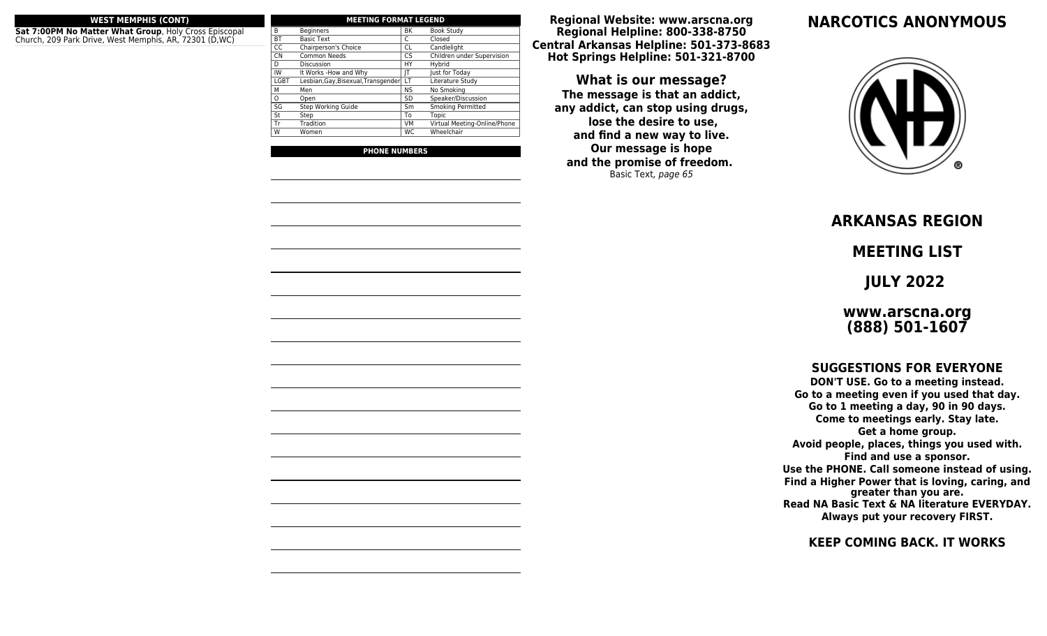## WEST MEMPHIS (CONT)

**Sat 7:00PM No Matter What Group**, Holy Cross Episcopal Church, 209 Park Drive, West Memphis, AR, 72301 (D,WC)

### MEETING FORMAT LEGEND

| | | | |
|---|---|---|---|
| B | Beginners | BK | Book Study |
| BT | Basic Text | C | Closed |
| CC | Chairperson's Choice | CL | Candlelight |
| CN | Common Needs | CS | Children under Supervision |
| D | Discussion | HY | Hybrid |
| IW | It Works -How and Why | JT | Just for Today |
| LGBT | Lesbian,Gay,Bisexual,Transgender | LT | Literature Study |
| M | Men | NS | No Smoking |
| O | Open | SD | Speaker/Discussion |
| SG | Step Working Guide | Sm | Smoking Permitted |
| St | Step | To | Topic |
| Tr | Tradition | VM | Virtual Meeting-Online/Phone |
| W | Women | WC | Wheelchair |

### PHONE NUMBERS

**Regional Website: www.arscna.org**
**Regional Helpline: 800-338-8750**
**Central Arkansas Helpline: 501-373-8683**
**Hot Springs Helpline: 501-321-8700**

## What is our message?

**The message is that an addict, any addict, can stop using drugs, lose the desire to use, and find a new way to live. Our message is hope and the promise of freedom.**
Basic Text, *page 65*

# NARCOTICS ANONYMOUS

## ARKANSAS REGION

## MEETING LIST

## JULY 2022

## www.arscna.org
## (888) 501-1607

### SUGGESTIONS FOR EVERYONE

**DON'T USE. Go to a meeting instead.**
**Go to a meeting even if you used that day.**
**Go to 1 meeting a day, 90 in 90 days.**
**Come to meetings early. Stay late.**
**Get a home group.**
**Avoid people, places, things you used with.**
**Find and use a sponsor.**
**Use the PHONE. Call someone instead of using.**
**Find a Higher Power that is loving, caring, and greater than you are.**
**Read NA Basic Text & NA literature EVERYDAY.**
**Always put your recovery FIRST.**

### KEEP COMING BACK. IT WORKS